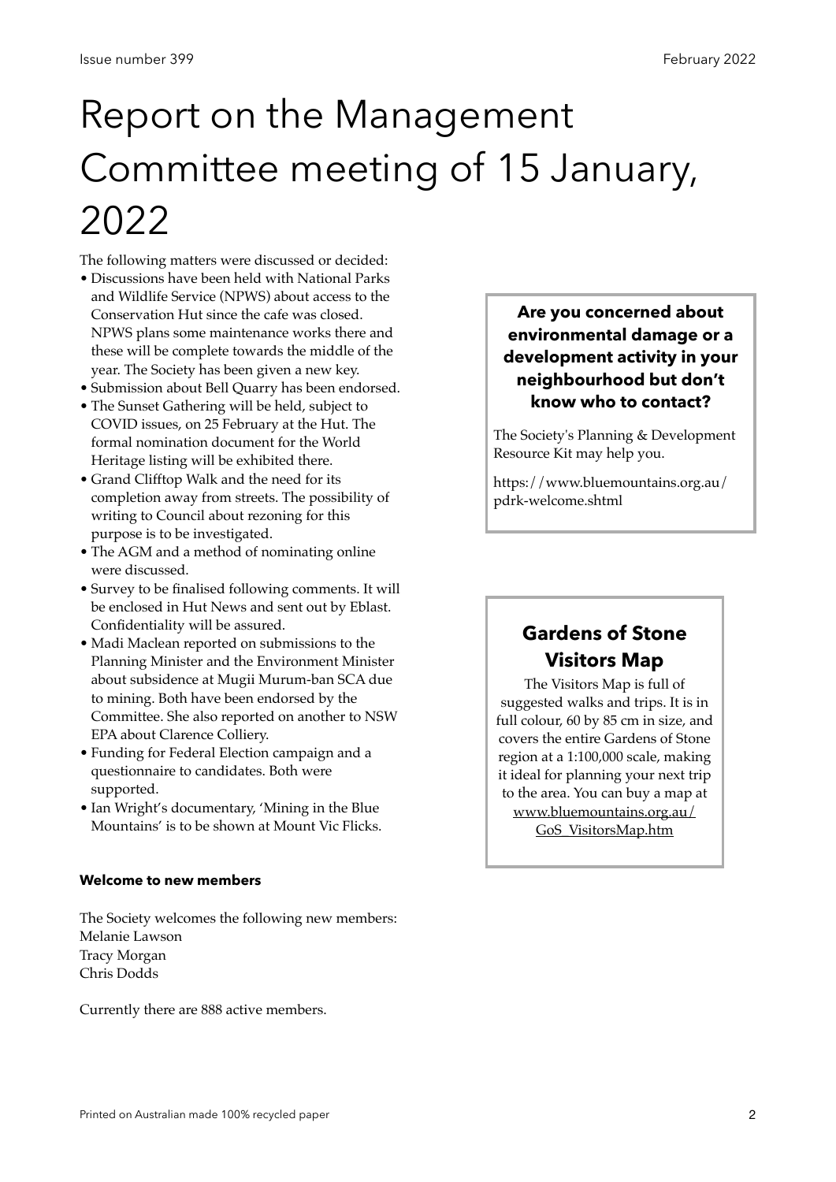# Report on the Management Committee meeting of 15 January, 2022

The following matters were discussed or decided:

- Discussions have been held with National Parks and Wildlife Service (NPWS) about access to the Conservation Hut since the cafe was closed. NPWS plans some maintenance works there and these will be complete towards the middle of the year. The Society has been given a new key.
- Submission about Bell Quarry has been endorsed.
- The Sunset Gathering will be held, subject to COVID issues, on 25 February at the Hut. The formal nomination document for the World Heritage listing will be exhibited there.
- Grand Clifftop Walk and the need for its completion away from streets. The possibility of writing to Council about rezoning for this purpose is to be investigated.
- The AGM and a method of nominating online were discussed.
- Survey to be finalised following comments. It will be enclosed in Hut News and sent out by Eblast. Confidentiality will be assured.
- Madi Maclean reported on submissions to the Planning Minister and the Environment Minister about subsidence at Mugii Murum-ban SCA due to mining. Both have been endorsed by the Committee. She also reported on another to NSW EPA about Clarence Colliery.
- Funding for Federal Election campaign and a questionnaire to candidates. Both were supported.
- Ian Wright's documentary, 'Mining in the Blue Mountains' is to be shown at Mount Vic Flicks.

**Welcome to new members**

The Society welcomes the following new members:
Melanie Lawson
Tracy Morgan
Chris Dodds

Currently there are 888 active members.

**Are you concerned about environmental damage or a development activity in your neighbourhood but don't know who to contact?**

The Society's Planning & Development Resource Kit may help you.

https://www.bluemountains.org.au/pdrk-welcome.shtml

## Gardens of Stone Visitors Map

The Visitors Map is full of suggested walks and trips. It is in full colour, 60 by 85 cm in size, and covers the entire Gardens of Stone region at a 1:100,000 scale, making it ideal for planning your next trip to the area. You can buy a map at www.bluemountains.org.au/GoS_VisitorsMap.htm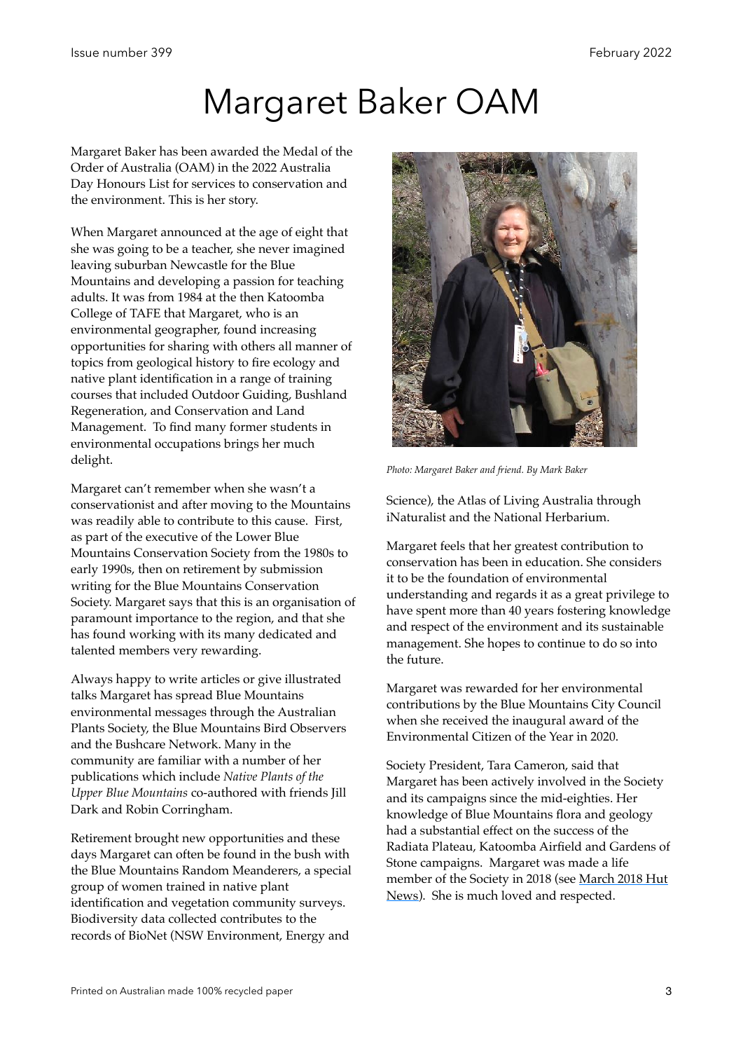# Margaret Baker OAM

Margaret Baker has been awarded the Medal of the Order of Australia (OAM) in the 2022 Australia Day Honours List for services to conservation and the environment. This is her story.

When Margaret announced at the age of eight that she was going to be a teacher, she never imagined leaving suburban Newcastle for the Blue Mountains and developing a passion for teaching adults. It was from 1984 at the then Katoomba College of TAFE that Margaret, who is an environmental geographer, found increasing opportunities for sharing with others all manner of topics from geological history to fire ecology and native plant identification in a range of training courses that included Outdoor Guiding, Bushland Regeneration, and Conservation and Land Management. To find many former students in environmental occupations brings her much delight.

Margaret can't remember when she wasn't a conservationist and after moving to the Mountains was readily able to contribute to this cause. First, as part of the executive of the Lower Blue Mountains Conservation Society from the 1980s to early 1990s, then on retirement by submission writing for the Blue Mountains Conservation Society. Margaret says that this is an organisation of paramount importance to the region, and that she has found working with its many dedicated and talented members very rewarding.

Always happy to write articles or give illustrated talks Margaret has spread Blue Mountains environmental messages through the Australian Plants Society, the Blue Mountains Bird Observers and the Bushcare Network. Many in the community are familiar with a number of her publications which include *Native Plants of the Upper Blue Mountains* co-authored with friends Jill Dark and Robin Corringham.

Retirement brought new opportunities and these days Margaret can often be found in the bush with the Blue Mountains Random Meanderers, a special group of women trained in native plant identification and vegetation community surveys. Biodiversity data collected contributes to the records of BioNet (NSW Environment, Energy and Science), the Atlas of Living Australia through iNaturalist and the National Herbarium.

*Photo: Margaret Baker and friend. By Mark Baker*

Margaret feels that her greatest contribution to conservation has been in education. She considers it to be the foundation of environmental understanding and regards it as a great privilege to have spent more than 40 years fostering knowledge and respect of the environment and its sustainable management. She hopes to continue to do so into the future.

Margaret was rewarded for her environmental contributions by the Blue Mountains City Council when she received the inaugural award of the Environmental Citizen of the Year in 2020.

Society President, Tara Cameron, said that Margaret has been actively involved in the Society and its campaigns since the mid-eighties. Her knowledge of Blue Mountains flora and geology had a substantial effect on the success of the Radiata Plateau, Katoomba Airfield and Gardens of Stone campaigns. Margaret was made a life member of the Society in 2018 (see March 2018 Hut News). She is much loved and respected.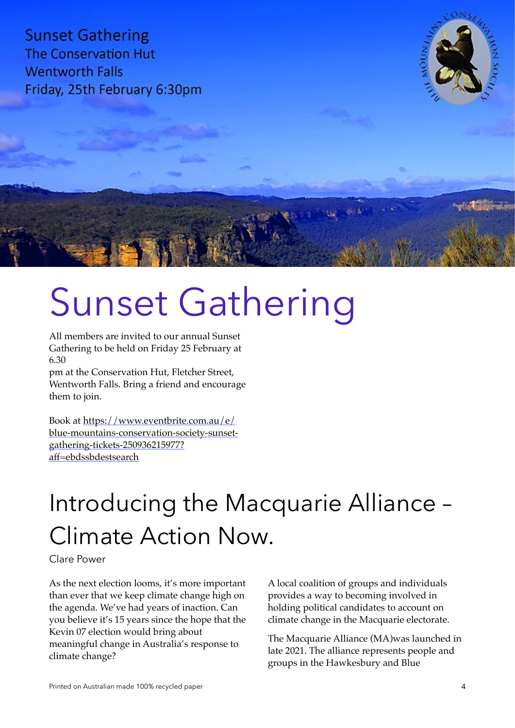Sunset Gathering
The Conservation Hut
Wentworth Falls
Friday, 25th February 6:30pm

# Sunset Gathering

All members are invited to our annual Sunset Gathering to be held on Friday 25 February at 6.30 pm at the Conservation Hut, Fletcher Street, Wentworth Falls. Bring a friend and encourage them to join.

Book at https://www.eventbrite.com.au/e/blue-mountains-conservation-society-sunset-gathering-tickets-250936215977?aff=ebdssbdestsearch

# Introducing the Macquarie Alliance – Climate Action Now.

Clare Power

As the next election looms, it's more important than ever that we keep climate change high on the agenda. We've had years of inaction. Can you believe it's 15 years since the hope that the Kevin 07 election would bring about meaningful change in Australia's response to climate change?

A local coalition of groups and individuals provides a way to becoming involved in holding political candidates to account on climate change in the Macquarie electorate.

The Macquarie Alliance (MA)was launched in late 2021. The alliance represents people and groups in the Hawkesbury and Blue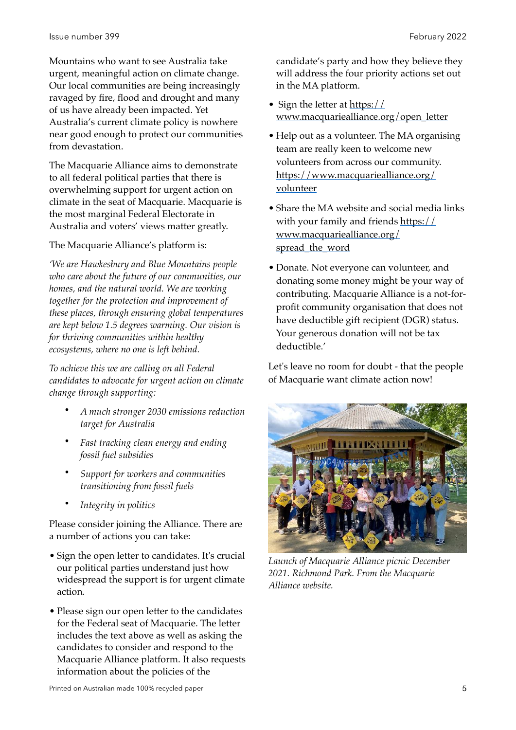Mountains who want to see Australia take urgent, meaningful action on climate change. Our local communities are being increasingly ravaged by fire, flood and drought and many of us have already been impacted. Yet Australia's current climate policy is nowhere near good enough to protect our communities from devastation.

The Macquarie Alliance aims to demonstrate to all federal political parties that there is overwhelming support for urgent action on climate in the seat of Macquarie. Macquarie is the most marginal Federal Electorate in Australia and voters' views matter greatly.

The Macquarie Alliance's platform is:

*'We are Hawkesbury and Blue Mountains people who care about the future of our communities, our homes, and the natural world. We are working together for the protection and improvement of these places, through ensuring global temperatures are kept below 1.5 degrees warming. Our vision is for thriving communities within healthy ecosystems, where no one is left behind.*

*To achieve this we are calling on all Federal candidates to advocate for urgent action on climate change through supporting:*

- *A much stronger 2030 emissions reduction target for Australia*
- *Fast tracking clean energy and ending fossil fuel subsidies*
- *Support for workers and communities transitioning from fossil fuels*
- *Integrity in politics*

Please consider joining the Alliance. There are a number of actions you can take:

- Sign the open letter to candidates. It's crucial our political parties understand just how widespread the support is for urgent climate action.
- Please sign our open letter to the candidates for the Federal seat of Macquarie. The letter includes the text above as well as asking the candidates to consider and respond to the Macquarie Alliance platform. It also requests information about the policies of the candidate's party and how they believe they will address the four priority actions set out in the MA platform.
- Sign the letter at https://www.macquariealliance.org/open_letter
- Help out as a volunteer. The MA organising team are really keen to welcome new volunteers from across our community. https://www.macquariealliance.org/volunteer
- Share the MA website and social media links with your family and friends https://www.macquariealliance.org/spread_the_word
- Donate. Not everyone can volunteer, and donating some money might be your way of contributing. Macquarie Alliance is a not-for-profit community organisation that does not have deductible gift recipient (DGR) status. Your generous donation will not be tax deductible.'

Let's leave no room for doubt - that the people of Macquarie want climate action now!

*Launch of Macquarie Alliance picnic December 2021. Richmond Park. From the Macquarie Alliance website.*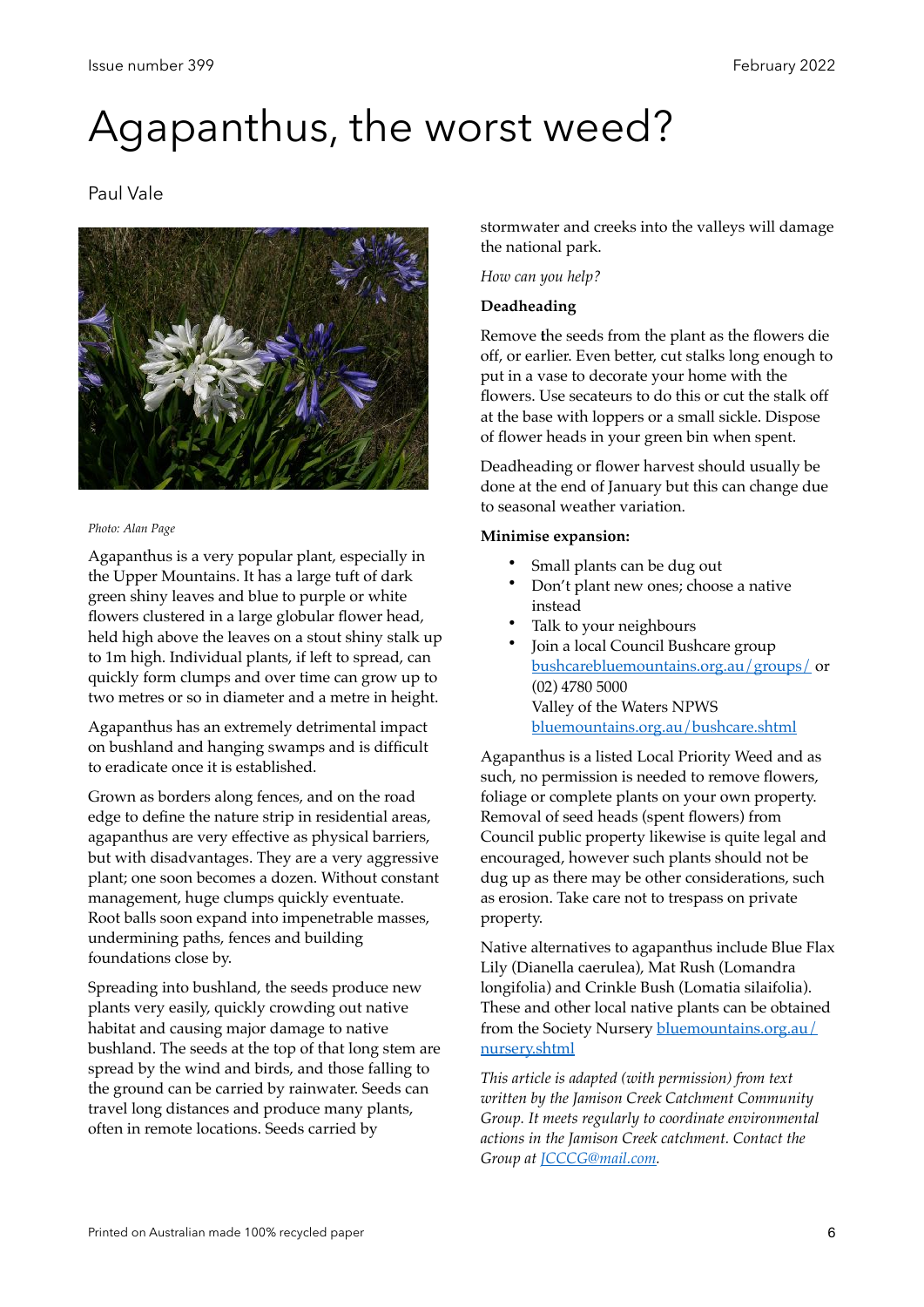# Agapanthus, the worst weed?

Paul Vale

*Photo: Alan Page*

Agapanthus is a very popular plant, especially in the Upper Mountains. It has a large tuft of dark green shiny leaves and blue to purple or white flowers clustered in a large globular flower head, held high above the leaves on a stout shiny stalk up to 1m high. Individual plants, if left to spread, can quickly form clumps and over time can grow up to two metres or so in diameter and a metre in height.

Agapanthus has an extremely detrimental impact on bushland and hanging swamps and is difficult to eradicate once it is established.

Grown as borders along fences, and on the road edge to define the nature strip in residential areas, agapanthus are very effective as physical barriers, but with disadvantages. They are a very aggressive plant; one soon becomes a dozen. Without constant management, huge clumps quickly eventuate. Root balls soon expand into impenetrable masses, undermining paths, fences and building foundations close by.

Spreading into bushland, the seeds produce new plants very easily, quickly crowding out native habitat and causing major damage to native bushland. The seeds at the top of that long stem are spread by the wind and birds, and those falling to the ground can be carried by rainwater. Seeds can travel long distances and produce many plants, often in remote locations. Seeds carried by stormwater and creeks into the valleys will damage the national park.

*How can you help?*

**Deadheading**

Remove the seeds from the plant as the flowers die off, or earlier. Even better, cut stalks long enough to put in a vase to decorate your home with the flowers. Use secateurs to do this or cut the stalk off at the base with loppers or a small sickle. Dispose of flower heads in your green bin when spent.

Deadheading or flower harvest should usually be done at the end of January but this can change due to seasonal weather variation.

**Minimise expansion:**

- Small plants can be dug out
- Don't plant new ones; choose a native instead
- Talk to your neighbours
- Join a local Council Bushcare group [bushcarebluemountains.org.au/groups/](bushcarebluemountains.org.au/groups/) or (02) 4780 5000
  Valley of the Waters NPWS
  [bluemountains.org.au/bushcare.shtml](bluemountains.org.au/bushcare.shtml)

Agapanthus is a listed Local Priority Weed and as such, no permission is needed to remove flowers, foliage or complete plants on your own property. Removal of seed heads (spent flowers) from Council public property likewise is quite legal and encouraged, however such plants should not be dug up as there may be other considerations, such as erosion. Take care not to trespass on private property.

Native alternatives to agapanthus include Blue Flax Lily (Dianella caerulea), Mat Rush (Lomandra longifolia) and Crinkle Bush (Lomatia silaifolia). These and other local native plants can be obtained from the Society Nursery [bluemountains.org.au/nursery.shtml](bluemountains.org.au/nursery.shtml)

*This article is adapted (with permission) from text written by the Jamison Creek Catchment Community Group. It meets regularly to coordinate environmental actions in the Jamison Creek catchment. Contact the Group at [JCCCG@mail.com](mailto:JCCCG@mail.com).*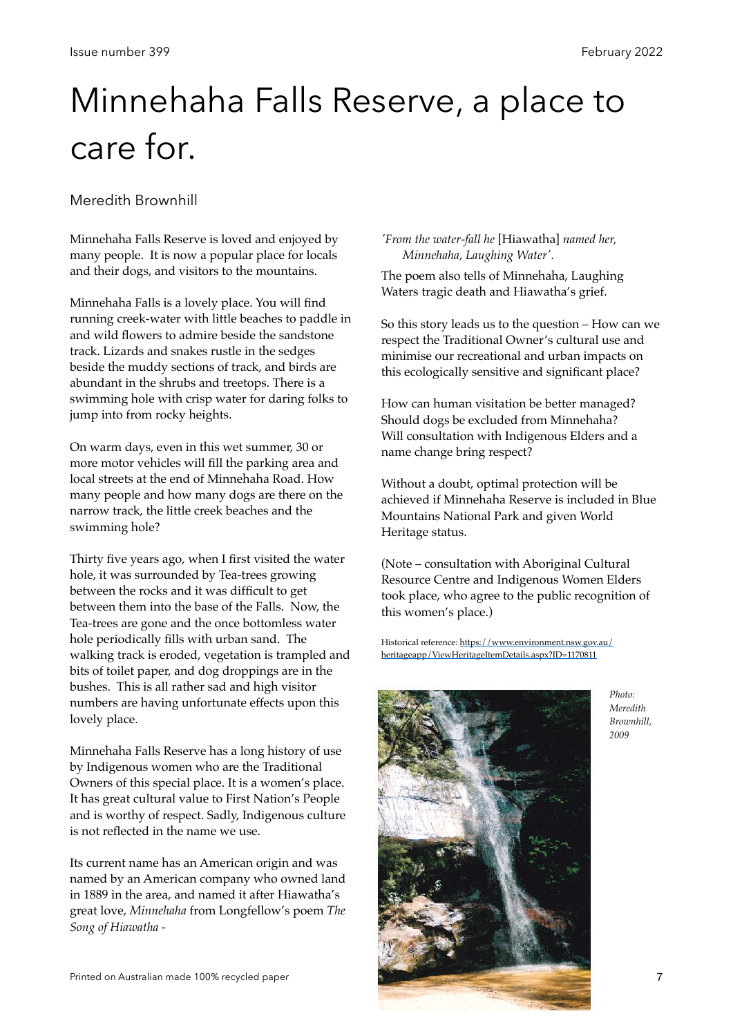# Minnehaha Falls Reserve, a place to care for.

Meredith Brownhill

Minnehaha Falls Reserve is loved and enjoyed by many people. It is now a popular place for locals and their dogs, and visitors to the mountains.

Minnehaha Falls is a lovely place. You will find running creek-water with little beaches to paddle in and wild flowers to admire beside the sandstone track. Lizards and snakes rustle in the sedges beside the muddy sections of track, and birds are abundant in the shrubs and treetops. There is a swimming hole with crisp water for daring folks to jump into from rocky heights.

On warm days, even in this wet summer, 30 or more motor vehicles will fill the parking area and local streets at the end of Minnehaha Road. How many people and how many dogs are there on the narrow track, the little creek beaches and the swimming hole?

Thirty five years ago, when I first visited the water hole, it was surrounded by Tea-trees growing between the rocks and it was difficult to get between them into the base of the Falls. Now, the Tea-trees are gone and the once bottomless water hole periodically fills with urban sand. The walking track is eroded, vegetation is trampled and bits of toilet paper, and dog droppings are in the bushes. This is all rather sad and high visitor numbers are having unfortunate effects upon this lovely place.

Minnehaha Falls Reserve has a long history of use by Indigenous women who are the Traditional Owners of this special place. It is a women's place. It has great cultural value to First Nation's People and is worthy of respect. Sadly, Indigenous culture is not reflected in the name we use.

Its current name has an American origin and was named by an American company who owned land in 1889 in the area, and named it after Hiawatha's great love, *Minnehaha* from Longfellow's poem *The Song of Hiawatha* -

*'From the water-fall he* [Hiawatha] *named her,*
*Minnehaha, Laughing Water'.*

The poem also tells of Minnehaha, Laughing Waters tragic death and Hiawatha's grief.

So this story leads us to the question – How can we respect the Traditional Owner's cultural use and minimise our recreational and urban impacts on this ecologically sensitive and significant place?

How can human visitation be better managed?
Should dogs be excluded from Minnehaha?
Will consultation with Indigenous Elders and a name change bring respect?

Without a doubt, optimal protection will be achieved if Minnehaha Reserve is included in Blue Mountains National Park and given World Heritage status.

(Note – consultation with Aboriginal Cultural Resource Centre and Indigenous Women Elders took place, who agree to the public recognition of this women's place.)

Historical reference: https://www.environment.nsw.gov.au/heritageapp/ViewHeritageItemDetails.aspx?ID=1170811

*Photo: Meredith Brownhill, 2009*

Printed on Australian made 100% recycled paper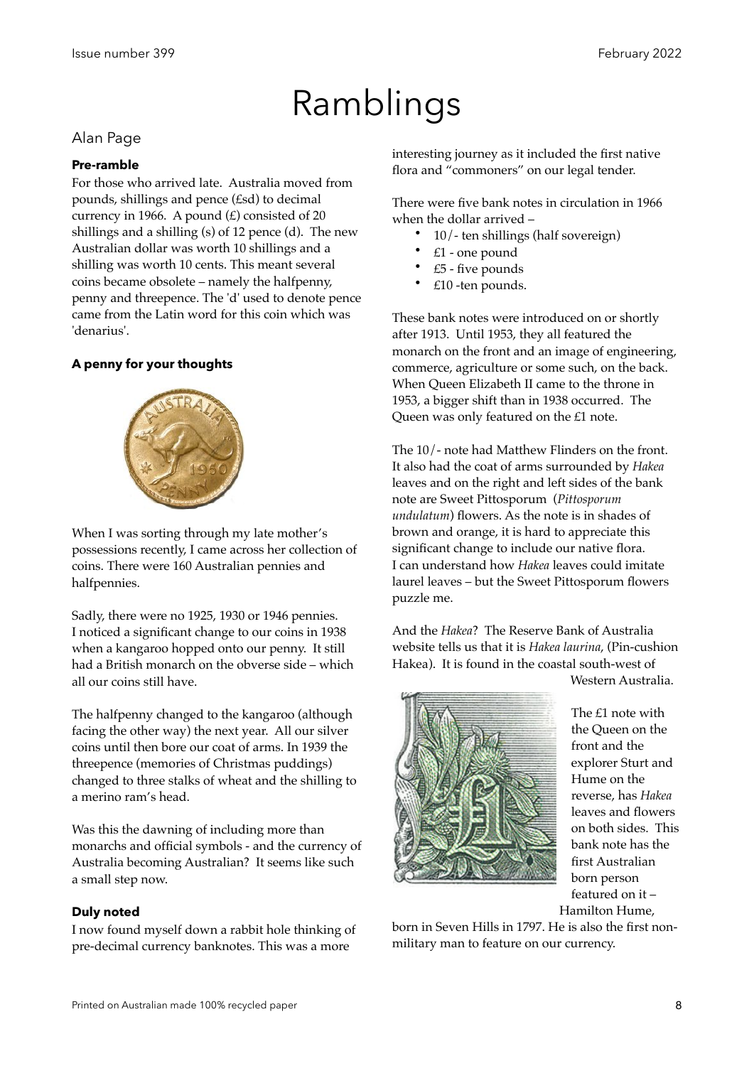# Ramblings

## Alan Page

**Pre-ramble**

For those who arrived late. Australia moved from pounds, shillings and pence (£sd) to decimal currency in 1966. A pound (£) consisted of 20 shillings and a shilling (s) of 12 pence (d). The new Australian dollar was worth 10 shillings and a shilling was worth 10 cents. This meant several coins became obsolete – namely the halfpenny, penny and threepence. The 'd' used to denote pence came from the Latin word for this coin which was 'denarius'.

**A penny for your thoughts**

When I was sorting through my late mother's possessions recently, I came across her collection of coins. There were 160 Australian pennies and halfpennies.

Sadly, there were no 1925, 1930 or 1946 pennies. I noticed a significant change to our coins in 1938 when a kangaroo hopped onto our penny. It still had a British monarch on the obverse side – which all our coins still have.

The halfpenny changed to the kangaroo (although facing the other way) the next year. All our silver coins until then bore our coat of arms. In 1939 the threepence (memories of Christmas puddings) changed to three stalks of wheat and the shilling to a merino ram's head.

Was this the dawning of including more than monarchs and official symbols - and the currency of Australia becoming Australian? It seems like such a small step now.

**Duly noted**

I now found myself down a rabbit hole thinking of pre-decimal currency banknotes. This was a more interesting journey as it included the first native flora and "commoners" on our legal tender.

There were five bank notes in circulation in 1966 when the dollar arrived –

- 10/- ten shillings (half sovereign)
- £1 - one pound
- £5 - five pounds
- £10 -ten pounds.

These bank notes were introduced on or shortly after 1913. Until 1953, they all featured the monarch on the front and an image of engineering, commerce, agriculture or some such, on the back. When Queen Elizabeth II came to the throne in 1953, a bigger shift than in 1938 occurred. The Queen was only featured on the £1 note.

The 10/- note had Matthew Flinders on the front. It also had the coat of arms surrounded by *Hakea* leaves and on the right and left sides of the bank note are Sweet Pittosporum (*Pittosporum undulatum*) flowers. As the note is in shades of brown and orange, it is hard to appreciate this significant change to include our native flora. I can understand how *Hakea* leaves could imitate laurel leaves – but the Sweet Pittosporum flowers puzzle me.

And the *Hakea*? The Reserve Bank of Australia website tells us that it is *Hakea laurina*, (Pin-cushion Hakea). It is found in the coastal south-west of Western Australia.

The £1 note with the Queen on the front and the explorer Sturt and Hume on the reverse, has *Hakea* leaves and flowers on both sides. This bank note has the first Australian born person featured on it – Hamilton Hume, born in Seven Hills in 1797. He is also the first non-military man to feature on our currency.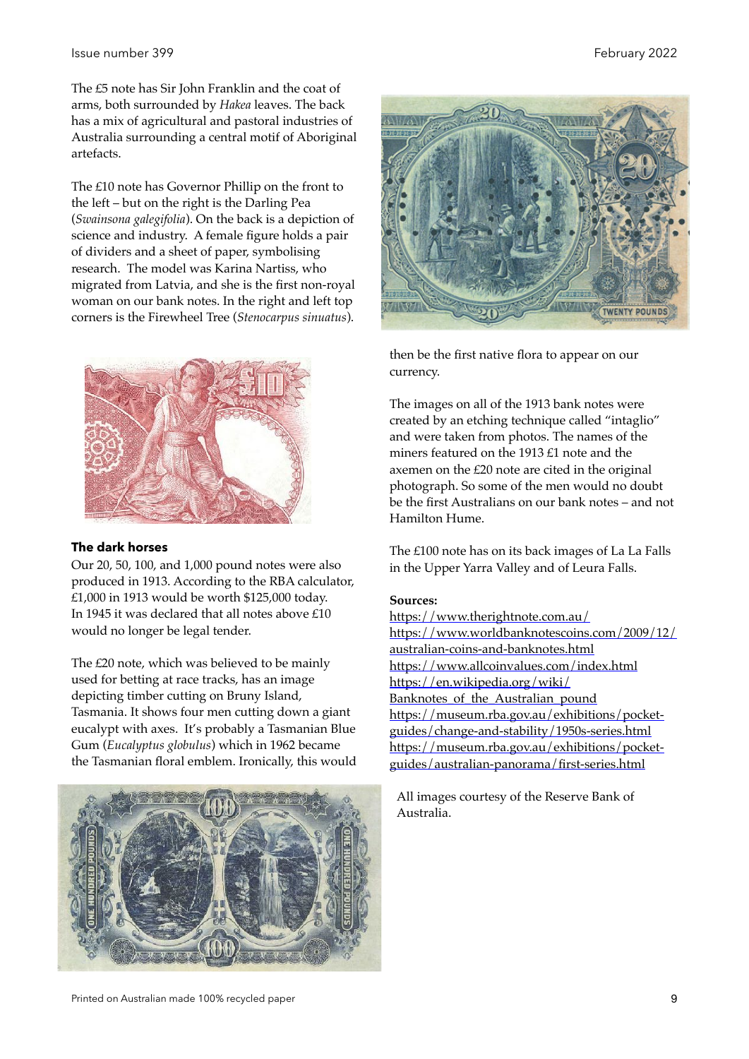The £5 note has Sir John Franklin and the coat of arms, both surrounded by *Hakea* leaves. The back has a mix of agricultural and pastoral industries of Australia surrounding a central motif of Aboriginal artefacts.

The £10 note has Governor Phillip on the front to the left – but on the right is the Darling Pea (*Swainsona galegifolia*). On the back is a depiction of science and industry. A female figure holds a pair of dividers and a sheet of paper, symbolising research. The model was Karina Nartiss, who migrated from Latvia, and she is the first non-royal woman on our bank notes. In the right and left top corners is the Firewheel Tree (*Stenocarpus sinuatus*).

### The dark horses

Our 20, 50, 100, and 1,000 pound notes were also produced in 1913. According to the RBA calculator, £1,000 in 1913 would be worth $125,000 today. In 1945 it was declared that all notes above £10 would no longer be legal tender.

The £20 note, which was believed to be mainly used for betting at race tracks, has an image depicting timber cutting on Bruny Island, Tasmania. It shows four men cutting down a giant eucalypt with axes. It's probably a Tasmanian Blue Gum (*Eucalyptus globulus*) which in 1962 became the Tasmanian floral emblem. Ironically, this would then be the first native flora to appear on our currency.

The images on all of the 1913 bank notes were created by an etching technique called "intaglio" and were taken from photos. The names of the miners featured on the 1913 £1 note and the axemen on the £20 note are cited in the original photograph. So some of the men would no doubt be the first Australians on our bank notes – and not Hamilton Hume.

The £100 note has on its back images of La La Falls in the Upper Yarra Valley and of Leura Falls.

**Sources:**

https://www.therightnote.com.au/
https://www.worldbanknotescoins.com/2009/12/australian-coins-and-banknotes.html
https://www.allcoinvalues.com/index.html
https://en.wikipedia.org/wiki/Banknotes_of_the_Australian_pound
https://museum.rba.gov.au/exhibitions/pocket-guides/change-and-stability/1950s-series.html
https://museum.rba.gov.au/exhibitions/pocket-guides/australian-panorama/first-series.html

All images courtesy of the Reserve Bank of Australia.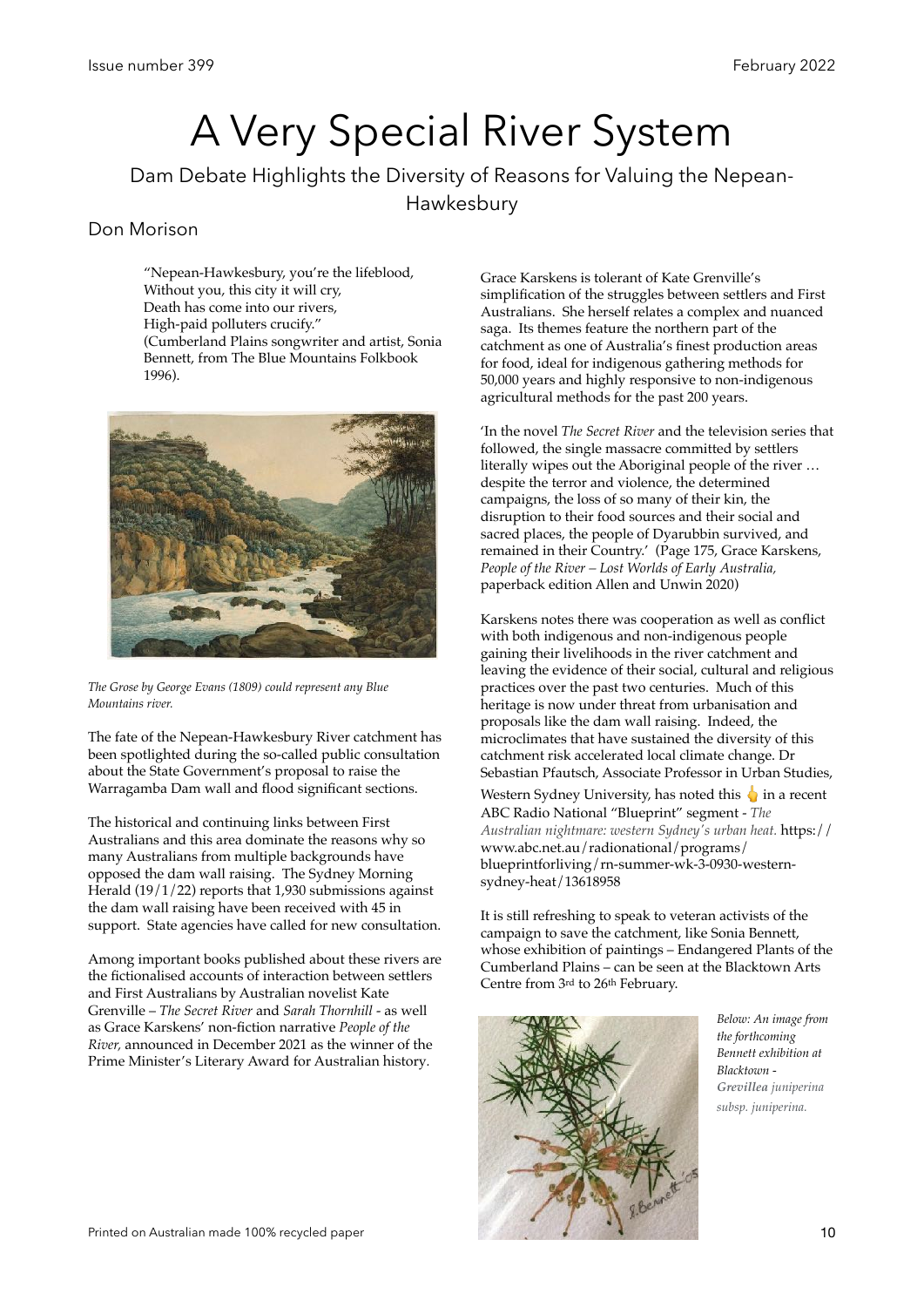# A Very Special River System

## Dam Debate Highlights the Diversity of Reasons for Valuing the Nepean-Hawkesbury

Don Morison

> "Nepean-Hawkesbury, you're the lifeblood,
> Without you, this city it will cry,
> Death has come into our rivers,
> High-paid polluters crucify."
> (Cumberland Plains songwriter and artist, Sonia Bennett, from The Blue Mountains Folkbook 1996).

*The Grose by George Evans (1809) could represent any Blue Mountains river.*

The fate of the Nepean-Hawkesbury River catchment has been spotlighted during the so-called public consultation about the State Government's proposal to raise the Warragamba Dam wall and flood significant sections.

The historical and continuing links between First Australians and this area dominate the reasons why so many Australians from multiple backgrounds have opposed the dam wall raising. The Sydney Morning Herald (19/1/22) reports that 1,930 submissions against the dam wall raising have been received with 45 in support. State agencies have called for new consultation.

Among important books published about these rivers are the fictionalised accounts of interaction between settlers and First Australians by Australian novelist Kate Grenville – *The Secret River* and *Sarah Thornhill* - as well as Grace Karskens' non-fiction narrative *People of the River*, announced in December 2021 as the winner of the Prime Minister's Literary Award for Australian history.

Grace Karskens is tolerant of Kate Grenville's simplification of the struggles between settlers and First Australians. She herself relates a complex and nuanced saga. Its themes feature the northern part of the catchment as one of Australia's finest production areas for food, ideal for indigenous gathering methods for 50,000 years and highly responsive to non-indigenous agricultural methods for the past 200 years.

'In the novel *The Secret River* and the television series that followed, the single massacre committed by settlers literally wipes out the Aboriginal people of the river … despite the terror and violence, the determined campaigns, the loss of so many of their kin, the disruption to their food sources and their social and sacred places, the people of Dyarubbin survived, and remained in their Country.' (Page 175, Grace Karskens, *People of the River – Lost Worlds of Early Australia*, paperback edition Allen and Unwin 2020)

Karskens notes there was cooperation as well as conflict with both indigenous and non-indigenous people gaining their livelihoods in the river catchment and leaving the evidence of their social, cultural and religious practices over the past two centuries. Much of this heritage is now under threat from urbanisation and proposals like the dam wall raising. Indeed, the microclimates that have sustained the diversity of this catchment risk accelerated local climate change. Dr Sebastian Pfautsch, Associate Professor in Urban Studies, Western Sydney University, has noted this 👇 in a recent ABC Radio National "Blueprint" segment - *The Australian nightmare: western Sydney's urban heat.* https://www.abc.net.au/radionational/programs/blueprintforliving/rn-summer-wk-3-0930-western-sydney-heat/13618958

It is still refreshing to speak to veteran activists of the campaign to save the catchment, like Sonia Bennett, whose exhibition of paintings – Endangered Plants of the Cumberland Plains – can be seen at the Blacktown Arts Centre from 3rd to 26th February.

*Below: An image from the forthcoming Bennett exhibition at Blacktown - **Grevillea** juniperina subsp. juniperina.*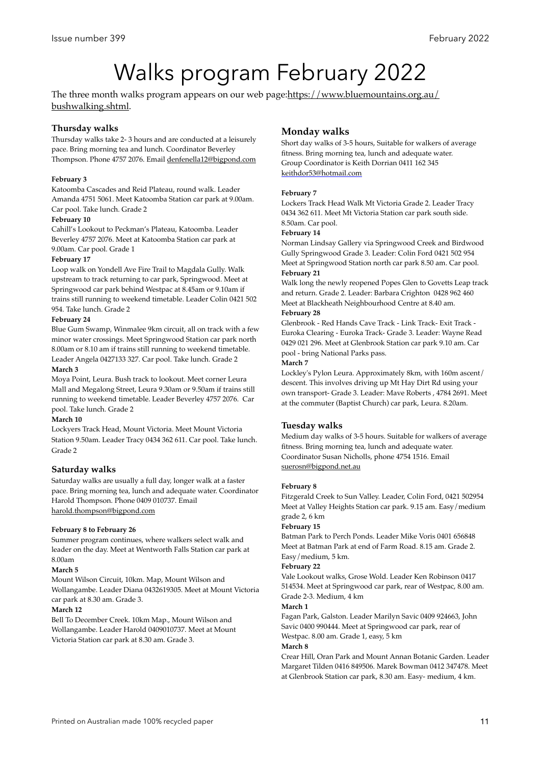# Walks program February 2022

The three month walks program appears on our web page:https://www.bluemountains.org.au/bushwalking.shtml.

### Thursday walks

Thursday walks take 2- 3 hours and are conducted at a leisurely pace. Bring morning tea and lunch. Coordinator Beverley Thompson. Phone 4757 2076. Email denfenella12@bigpond.com

**February 3**
Katoomba Cascades and Reid Plateau, round walk. Leader Amanda 4751 5061. Meet Katoomba Station car park at 9.00am. Car pool. Take lunch. Grade 2

**February 10**
Cahill's Lookout to Peckman's Plateau, Katoomba. Leader Beverley 4757 2076. Meet at Katoomba Station car park at 9.00am. Car pool. Grade 1

**February 17**
Loop walk on Yondell Ave Fire Trail to Magdala Gully. Walk upstream to track returning to car park, Springwood. Meet at Springwood car park behind Westpac at 8.45am or 9.10am if trains still running to weekend timetable. Leader Colin 0421 502 954. Take lunch. Grade 2

**February 24**
Blue Gum Swamp, Winmalee 9km circuit, all on track with a few minor water crossings. Meet Springwood Station car park north 8.00am or 8.10 am if trains still running to weekend timetable. Leader Angela 0427133 327. Car pool. Take lunch. Grade 2

**March 3**
Moya Point, Leura. Bush track to lookout. Meet corner Leura Mall and Megalong Street, Leura 9.30am or 9.50am if trains still running to weekend timetable. Leader Beverley 4757 2076. Car pool. Take lunch. Grade 2

**March 10**
Lockyers Track Head, Mount Victoria. Meet Mount Victoria Station 9.50am. Leader Tracy 0434 362 611. Car pool. Take lunch. Grade 2

### Saturday walks

Saturday walks are usually a full day, longer walk at a faster pace. Bring morning tea, lunch and adequate water. Coordinator Harold Thompson. Phone 0409 010737. Email harold.thompson@bigpond.com

**February 8 to February 26**
Summer program continues, where walkers select walk and leader on the day. Meet at Wentworth Falls Station car park at 8.00am

**March 5**
Mount Wilson Circuit, 10km. Map, Mount Wilson and Wollangambe. Leader Diana 0432619305. Meet at Mount Victoria car park at 8.30 am. Grade 3.

**March 12**
Bell To December Creek. 10km Map., Mount Wilson and Wollangambe. Leader Harold 0409010737. Meet at Mount Victoria Station car park at 8.30 am. Grade 3.

### Monday walks

Short day walks of 3-5 hours, Suitable for walkers of average fitness. Bring morning tea, lunch and adequate water. Group Coordinator is Keith Dorrian 0411 162 345 keithdor53@hotmail.com

**February 7**
Lockers Track Head Walk Mt Victoria Grade 2. Leader Tracy 0434 362 611. Meet Mt Victoria Station car park south side. 8.50am. Car pool.

**February 14**
Norman Lindsay Gallery via Springwood Creek and Birdwood Gully Springwood Grade 3. Leader: Colin Ford 0421 502 954 Meet at Springwood Station north car park 8.50 am. Car pool.

**February 21**
Walk long the newly reopened Popes Glen to Govetts Leap track and return. Grade 2. Leader: Barbara Crighton 0428 962 460 Meet at Blackheath Neighbourhood Centre at 8.40 am.

**February 28**
Glenbrook - Red Hands Cave Track - Link Track- Exit Track - Euroka Clearing - Euroka Track- Grade 3. Leader: Wayne Read 0429 021 296. Meet at Glenbrook Station car park 9.10 am. Car pool - bring National Parks pass.

**March 7**
Lockley's Pylon Leura. Approximately 8km, with 160m ascent/descent. This involves driving up Mt Hay Dirt Rd using your own transport- Grade 3. Leader: Mave Roberts , 4784 2691. Meet at the commuter (Baptist Church) car park, Leura. 8.20am.

### Tuesday walks

Medium day walks of 3-5 hours. Suitable for walkers of average fitness. Bring morning tea, lunch and adequate water. Coordinator Susan Nicholls, phone 4754 1516. Email suerosn@bigpond.net.au

**February 8**
Fitzgerald Creek to Sun Valley. Leader, Colin Ford, 0421 502954 Meet at Valley Heights Station car park. 9.15 am. Easy/medium grade 2, 6 km

**February 15**
Batman Park to Perch Ponds. Leader Mike Voris 0401 656848 Meet at Batman Park at end of Farm Road. 8.15 am. Grade 2. Easy/medium, 5 km.

**February 22**
Vale Lookout walks, Grose Wold. Leader Ken Robinson 0417 514534. Meet at Springwood car park, rear of Westpac, 8.00 am. Grade 2-3. Medium, 4 km

**March 1**
Fagan Park, Galston. Leader Marilyn Savic 0409 924663, John Savic 0400 990444. Meet at Springwood car park, rear of Westpac. 8.00 am. Grade 1, easy, 5 km

**March 8**
Crear Hill, Oran Park and Mount Annan Botanic Garden. Leader Margaret Tilden 0416 849506. Marek Bowman 0412 347478. Meet at Glenbrook Station car park, 8.30 am. Easy- medium, 4 km.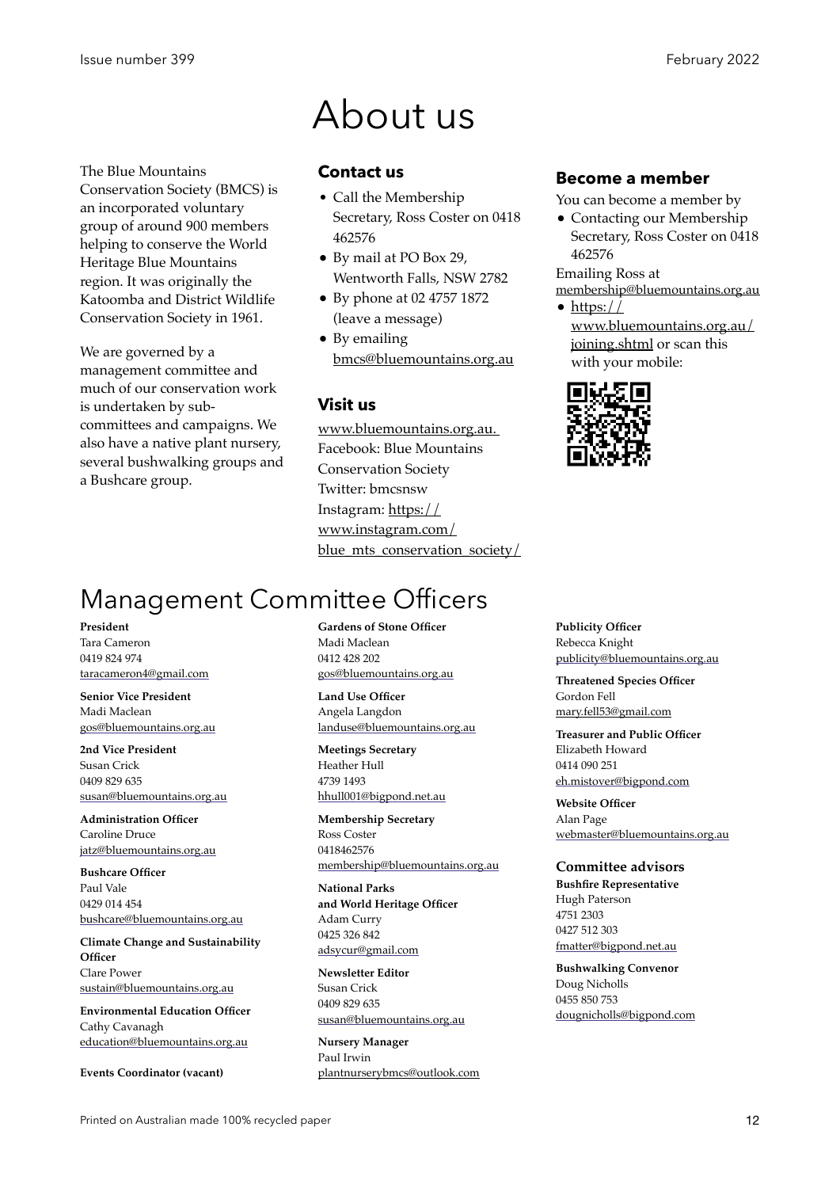# About us

The Blue Mountains Conservation Society (BMCS) is an incorporated voluntary group of around 900 members helping to conserve the World Heritage Blue Mountains region. It was originally the Katoomba and District Wildlife Conservation Society in 1961.

We are governed by a management committee and much of our conservation work is undertaken by sub-committees and campaigns. We also have a native plant nursery, several bushwalking groups and a Bushcare group.

### Contact us

- Call the Membership Secretary, Ross Coster on 0418 462576
- By mail at PO Box 29, Wentworth Falls, NSW 2782
- By phone at 02 4757 1872 (leave a message)
- By emailing bmcs@bluemountains.org.au

### Visit us

www.bluemountains.org.au.
Facebook: Blue Mountains Conservation Society
Twitter: bmcsnsw
Instagram: https://www.instagram.com/blue_mts_conservation_society/

### Become a member

You can become a member by

- Contacting our Membership Secretary, Ross Coster on 0418 462576

Emailing Ross at membership@bluemountains.org.au

- https://www.bluemountains.org.au/joining.shtml or scan this with your mobile:

# Management Committee Officers

**President**
Tara Cameron
0419 824 974
taracameron4@gmail.com

**Senior Vice President**
Madi Maclean
gos@bluemountains.org.au

**2nd Vice President**
Susan Crick
0409 829 635
susan@bluemountains.org.au

**Administration Officer**
Caroline Druce
jatz@bluemountains.org.au

**Bushcare Officer**
Paul Vale
0429 014 454
bushcare@bluemountains.org.au

**Climate Change and Sustainability Officer**
Clare Power
sustain@bluemountains.org.au

**Environmental Education Officer**
Cathy Cavanagh
education@bluemountains.org.au

**Events Coordinator (vacant)**

**Gardens of Stone Officer**
Madi Maclean
0412 428 202
gos@bluemountains.org.au

**Land Use Officer**
Angela Langdon
landuse@bluemountains.org.au

**Meetings Secretary**
Heather Hull
4739 1493
hhull001@bigpond.net.au

**Membership Secretary**
Ross Coster
0418462576
membership@bluemountains.org.au

**National Parks and World Heritage Officer**
Adam Curry
0425 326 842
adsycur@gmail.com

**Newsletter Editor**
Susan Crick
0409 829 635
susan@bluemountains.org.au

**Nursery Manager**
Paul Irwin
plantnurserybmcs@outlook.com

**Publicity Officer**
Rebecca Knight
publicity@bluemountains.org.au

**Threatened Species Officer**
Gordon Fell
mary.fell53@gmail.com

**Treasurer and Public Officer**
Elizabeth Howard
0414 090 251
eh.mistover@bigpond.com

**Website Officer**
Alan Page
webmaster@bluemountains.org.au

### Committee advisors

**Bushfire Representative**
Hugh Paterson
4751 2303
0427 512 303
fmatter@bigpond.net.au

**Bushwalking Convenor**
Doug Nicholls
0455 850 753
dougnicholls@bigpond.com

Printed on Australian made 100% recycled paper